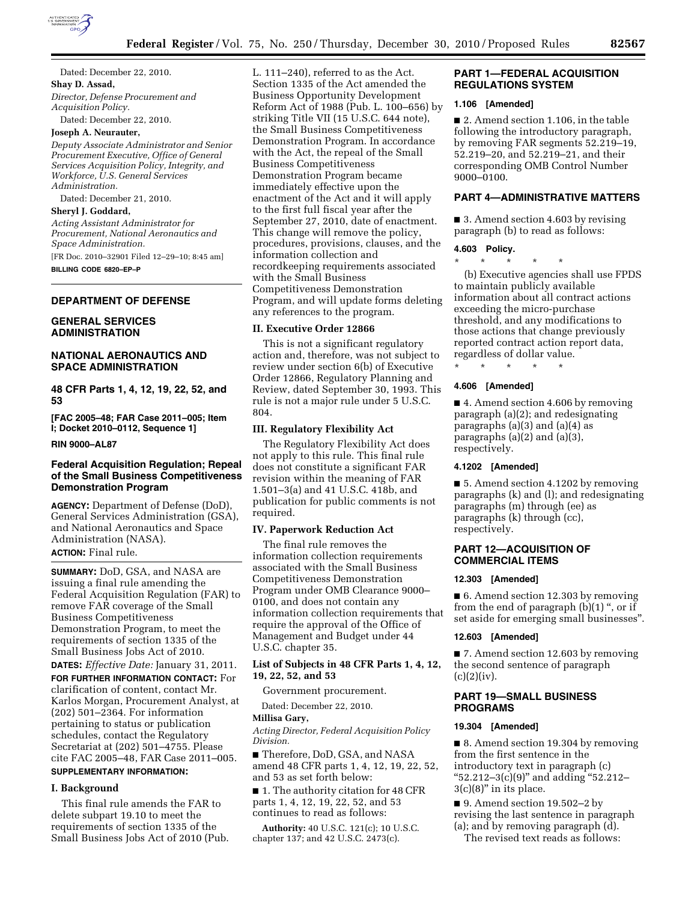Dated: December 22, 2010.

**Shay D. Assad,**

*Director, Defense Procurement and Acquisition Policy.*

Dated: December 22, 2010.

**Joseph A. Neurauter,**

*Deputy Associate Administrator and Senior Procurement Executive, Office of General Services Acquisition Policy, Integrity, and Workforce, U.S. General Services Administration.*

Dated: December 21, 2010.

**Sheryl J. Goddard,**

*Acting Assistant Administrator for Procurement, National Aeronautics and Space Administration.*

[FR Doc. 2010–32901 Filed 12–29–10; 8:45 am]

**BILLING CODE 6820–EP–P**

## DEPARTMENT OF DEFENSE

## GENERAL SERVICES ADMINISTRATION

## NATIONAL AERONAUTICS AND SPACE ADMINISTRATION

### 48 CFR Parts 1, 4, 12, 19, 22, 52, and 53

**[FAC 2005–48; FAR Case 2011–005; Item I; Docket 2010–0112, Sequence 1]**

**RIN 9000–AL87**

### Federal Acquisition Regulation; Repeal of the Small Business Competitiveness Demonstration Program

**AGENCY:** Department of Defense (DoD), General Services Administration (GSA), and National Aeronautics and Space Administration (NASA).

**ACTION:** Final rule.

**SUMMARY:** DoD, GSA, and NASA are issuing a final rule amending the Federal Acquisition Regulation (FAR) to remove FAR coverage of the Small Business Competitiveness Demonstration Program, to meet the requirements of section 1335 of the Small Business Jobs Act of 2010.

**DATES:** *Effective Date:* January 31, 2011.

**FOR FURTHER INFORMATION CONTACT:** For clarification of content, contact Mr. Karlos Morgan, Procurement Analyst, at (202) 501–2364. For information pertaining to status or publication schedules, contact the Regulatory Secretariat at (202) 501–4755. Please cite FAC 2005–48, FAR Case 2011–005.

**SUPPLEMENTARY INFORMATION:**

#### I. Background

This final rule amends the FAR to delete subpart 19.10 to meet the requirements of section 1335 of the Small Business Jobs Act of 2010 (Pub. L. 111–240), referred to as the Act. Section 1335 of the Act amended the Business Opportunity Development Reform Act of 1988 (Pub. L. 100–656) by striking Title VII (15 U.S.C. 644 note), the Small Business Competitiveness Demonstration Program. In accordance with the Act, the repeal of the Small Business Competitiveness Demonstration Program became immediately effective upon the enactment of the Act and it will apply to the first full fiscal year after the September 27, 2010, date of enactment. This change will remove the policy, procedures, provisions, clauses, and the information collection and recordkeeping requirements associated with the Small Business Competitiveness Demonstration Program, and will update forms deleting any references to the program.

#### II. Executive Order 12866

This is not a significant regulatory action and, therefore, was not subject to review under section 6(b) of Executive Order 12866, Regulatory Planning and Review, dated September 30, 1993. This rule is not a major rule under 5 U.S.C. 804.

#### III. Regulatory Flexibility Act

The Regulatory Flexibility Act does not apply to this rule. This final rule does not constitute a significant FAR revision within the meaning of FAR 1.501–3(a) and 41 U.S.C. 418b, and publication for public comments is not required.

#### IV. Paperwork Reduction Act

The final rule removes the information collection requirements associated with the Small Business Competitiveness Demonstration Program under OMB Clearance 9000–0100, and does not contain any information collection requirements that require the approval of the Office of Management and Budget under 44 U.S.C. chapter 35.

#### List of Subjects in 48 CFR Parts 1, 4, 12, 19, 22, 52, and 53

Government procurement.

Dated: December 22, 2010.

**Millisa Gary,**

*Acting Director, Federal Acquisition Policy Division.*

■ Therefore, DoD, GSA, and NASA amend 48 CFR parts 1, 4, 12, 19, 22, 52, and 53 as set forth below:

■ 1. The authority citation for 48 CFR parts 1, 4, 12, 19, 22, 52, and 53 continues to read as follows:

**Authority:** 40 U.S.C. 121(c); 10 U.S.C. chapter 137; and 42 U.S.C. 2473(c).

## PART 1—FEDERAL ACQUISITION REGULATIONS SYSTEM

**1.106 [Amended]**

■ 2. Amend section 1.106, in the table following the introductory paragraph, by removing FAR segments 52.219–19, 52.219–20, and 52.219–21, and their corresponding OMB Control Number 9000–0100.

## PART 4—ADMINISTRATIVE MATTERS

■ 3. Amend section 4.603 by revising paragraph (b) to read as follows:

**4.603 Policy.**

\* \* \* \* \*

(b) Executive agencies shall use FPDS to maintain publicly available information about all contract actions exceeding the micro-purchase threshold, and any modifications to those actions that change previously reported contract action report data, regardless of dollar value.

\* \* \* \* \*

**4.606 [Amended]**

■ 4. Amend section 4.606 by removing paragraph (a)(2); and redesignating paragraphs (a)(3) and (a)(4) as paragraphs (a)(2) and (a)(3), respectively.

**4.1202 [Amended]**

■ 5. Amend section 4.1202 by removing paragraphs (k) and (l); and redesignating paragraphs (m) through (ee) as paragraphs (k) through (cc), respectively.

## PART 12—ACQUISITION OF COMMERCIAL ITEMS

**12.303 [Amended]**

■ 6. Amend section 12.303 by removing from the end of paragraph (b)(1) ", or if set aside for emerging small businesses".

**12.603 [Amended]**

■ 7. Amend section 12.603 by removing the second sentence of paragraph (c)(2)(iv).

## PART 19—SMALL BUSINESS PROGRAMS

**19.304 [Amended]**

■ 8. Amend section 19.304 by removing from the first sentence in the introductory text in paragraph (c) "52.212–3(c)(9)" and adding "52.212–3(c)(8)" in its place.

■ 9. Amend section 19.502–2 by revising the last sentence in paragraph (a); and by removing paragraph (d).

The revised text reads as follows: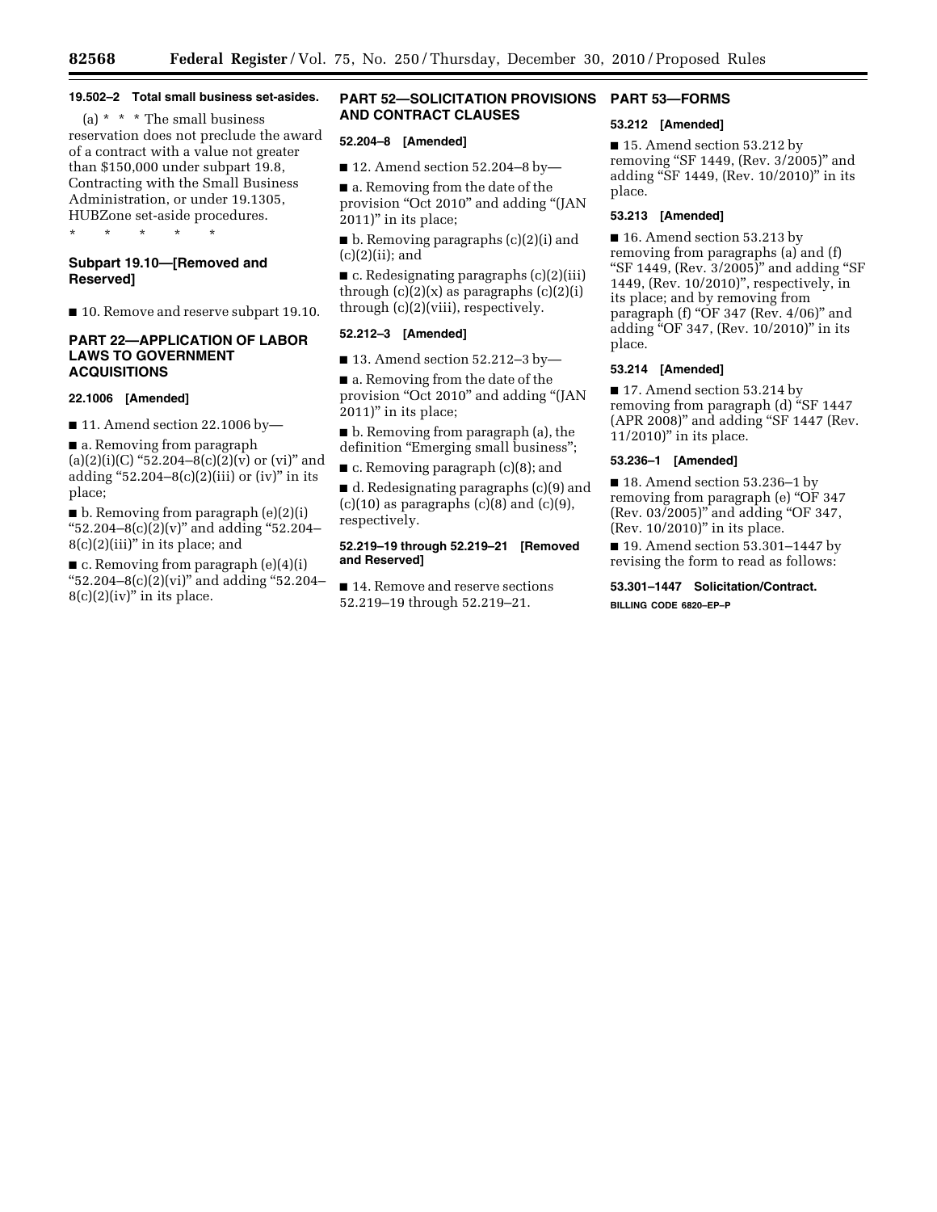#### 19.502–2 Total small business set-asides.

(a) * * * The small business reservation does not preclude the award of a contract with a value not greater than $150,000 under subpart 19.8, Contracting with the Small Business Administration, or under 19.1305, HUBZone set-aside procedures.

\* \* \* \* \*

### Subpart 19.10—[Removed and Reserved]

■ 10. Remove and reserve subpart 19.10.

## PART 22—APPLICATION OF LABOR LAWS TO GOVERNMENT ACQUISITIONS

#### 22.1006 [Amended]

■ 11. Amend section 22.1006 by—

■ a. Removing from paragraph (a)(2)(i)(C) "52.204–8(c)(2)(v) or (vi)" and adding "52.204–8(c)(2)(iii) or (iv)" in its place;

■ b. Removing from paragraph (e)(2)(i) "52.204–8(c)(2)(v)" and adding "52.204–8(c)(2)(iii)" in its place; and

■ c. Removing from paragraph (e)(4)(i) "52.204–8(c)(2)(vi)" and adding "52.204–8(c)(2)(iv)" in its place.

## PART 52—SOLICITATION PROVISIONS AND CONTRACT CLAUSES

#### 52.204–8 [Amended]

■ 12. Amend section 52.204–8 by—

■ a. Removing from the date of the provision "Oct 2010" and adding "(JAN 2011)" in its place;

■ b. Removing paragraphs (c)(2)(i) and (c)(2)(ii); and

■ c. Redesignating paragraphs (c)(2)(iii) through (c)(2)(x) as paragraphs (c)(2)(i) through (c)(2)(viii), respectively.

#### 52.212–3 [Amended]

■ 13. Amend section 52.212–3 by—

■ a. Removing from the date of the provision "Oct 2010" and adding "(JAN 2011)" in its place;

■ b. Removing from paragraph (a), the definition "Emerging small business";

■ c. Removing paragraph (c)(8); and

■ d. Redesignating paragraphs (c)(9) and (c)(10) as paragraphs (c)(8) and (c)(9), respectively.

#### 52.219–19 through 52.219–21 [Removed and Reserved]

■ 14. Remove and reserve sections 52.219–19 through 52.219–21.

## PART 53—FORMS

#### 53.212 [Amended]

■ 15. Amend section 53.212 by removing "SF 1449, (Rev. 3/2005)" and adding "SF 1449, (Rev. 10/2010)" in its place.

#### 53.213 [Amended]

■ 16. Amend section 53.213 by removing from paragraphs (a) and (f) "SF 1449, (Rev. 3/2005)" and adding "SF 1449, (Rev. 10/2010)", respectively, in its place; and by removing from paragraph (f) "OF 347 (Rev. 4/06)" and adding "OF 347, (Rev. 10/2010)" in its place.

#### 53.214 [Amended]

■ 17. Amend section 53.214 by removing from paragraph (d) "SF 1447 (APR 2008)" and adding "SF 1447 (Rev. 11/2010)" in its place.

#### 53.236–1 [Amended]

■ 18. Amend section 53.236–1 by removing from paragraph (e) "OF 347 (Rev. 03/2005)" and adding "OF 347, (Rev. 10/2010)" in its place.

■ 19. Amend section 53.301–1447 by revising the form to read as follows:

#### 53.301–1447 Solicitation/Contract.

BILLING CODE 6820–EP–P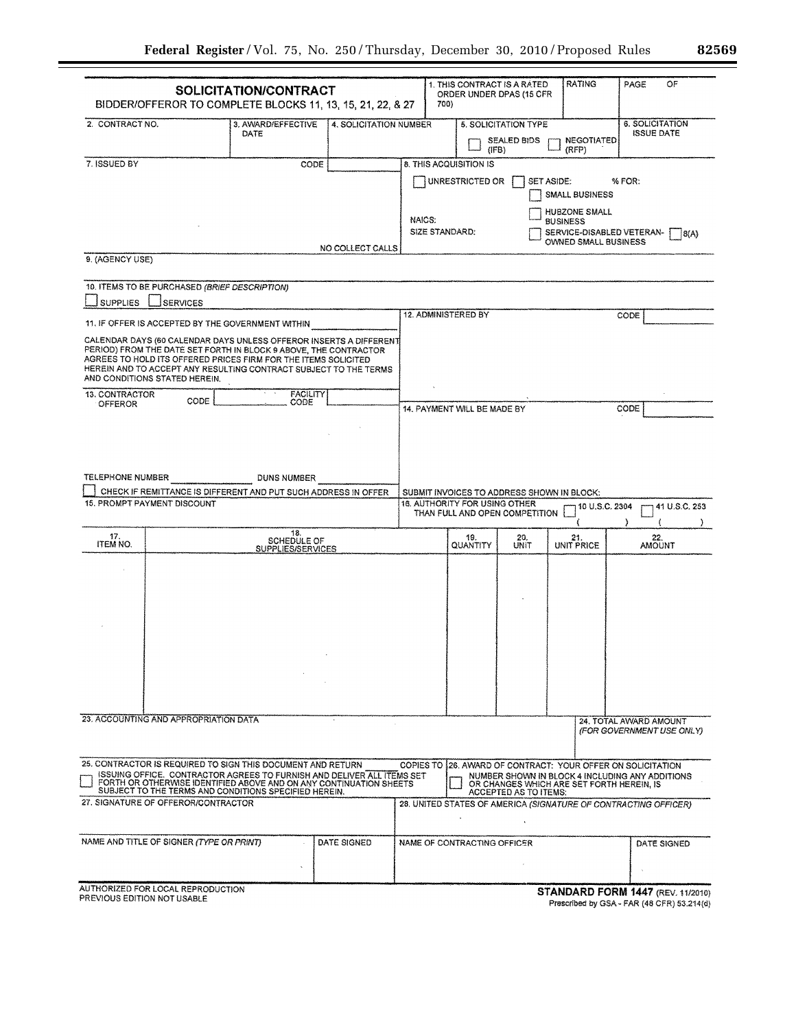# SOLICITATION/CONTRACT

BIDDER/OFFEROR TO COMPLETE BLOCKS 11, 13, 15, 21, 22, & 27

1. THIS CONTRACT IS A RATED ORDER UNDER DPAS (15 CFR 700)

RATING

PAGE OF

2. CONTRACT NO.

3. AWARD/EFFECTIVE DATE

4. SOLICITATION NUMBER

5. SOLICITATION TYPE

☐ SEALED BIDS (IFB) ☐ NEGOTIATED (RFP)

6. SOLICITATION ISSUE DATE

7. ISSUED BY CODE

NO COLLECT CALLS

8. THIS ACQUISITION IS

☐ UNRESTRICTED OR ☐ SET ASIDE: % FOR:

☐ SMALL BUSINESS

☐ HUBZONE SMALL BUSINESS

☐ SERVICE-DISABLED VETERAN-OWNED SMALL BUSINESS ☐ 8(A)

NAICS:

SIZE STANDARD:

9. (AGENCY USE)

10. ITEMS TO BE PURCHASED *(BRIEF DESCRIPTION)*

☐ SUPPLIES ☐ SERVICES

11. IF OFFER IS ACCEPTED BY THE GOVERNMENT WITHIN ______ CALENDAR DAYS (60 CALENDAR DAYS UNLESS OFFEROR INSERTS A DIFFERENT PERIOD) FROM THE DATE SET FORTH IN BLOCK 9 ABOVE, THE CONTRACTOR AGREES TO HOLD ITS OFFERED PRICES FIRM FOR THE ITEMS SOLICITED HEREIN AND TO ACCEPT ANY RESULTING CONTRACT SUBJECT TO THE TERMS AND CONDITIONS STATED HEREIN.

12. ADMINISTERED BY CODE

13. CONTRACTOR OFFEROR CODE FACILITY CODE

TELEPHONE NUMBER DUNS NUMBER

☐ CHECK IF REMITTANCE IS DIFFERENT AND PUT SUCH ADDRESS IN OFFER

14. PAYMENT WILL BE MADE BY CODE

SUBMIT INVOICES TO ADDRESS SHOWN IN BLOCK:

15. PROMPT PAYMENT DISCOUNT

16. AUTHORITY FOR USING OTHER THAN FULL AND OPEN COMPETITION ☐ 10 U.S.C. 2304 ( ) ☐ 41 U.S.C. 253 ( )

| 17. ITEM NO. | 18. SCHEDULE OF SUPPLIES/SERVICES | 19. QUANTITY | 20. UNIT | 21. UNIT PRICE | 22. AMOUNT |
|---|---|---|---|---|---|
| | | | | | |

23. ACCOUNTING AND APPROPRIATION DATA

24. TOTAL AWARD AMOUNT *(FOR GOVERNMENT USE ONLY)*

25. ☐ CONTRACTOR IS REQUIRED TO SIGN THIS DOCUMENT AND RETURN ______ COPIES TO ISSUING OFFICE. CONTRACTOR AGREES TO FURNISH AND DELIVER ALL ITEMS SET FORTH OR OTHERWISE IDENTIFIED ABOVE AND ON ANY CONTINUATION SHEETS SUBJECT TO THE TERMS AND CONDITIONS SPECIFIED HEREIN.

26. ☐ AWARD OF CONTRACT: YOUR OFFER ON SOLICITATION NUMBER SHOWN IN BLOCK 4 INCLUDING ANY ADDITIONS OR CHANGES WHICH ARE SET FORTH HEREIN, IS ACCEPTED AS TO ITEMS:

27. SIGNATURE OF OFFEROR/CONTRACTOR

28. UNITED STATES OF AMERICA *(SIGNATURE OF CONTRACTING OFFICER)*

NAME AND TITLE OF SIGNER *(TYPE OR PRINT)* DATE SIGNED

NAME OF CONTRACTING OFFICER DATE SIGNED

AUTHORIZED FOR LOCAL REPRODUCTION
PREVIOUS EDITION NOT USABLE

**STANDARD FORM 1447** (REV. 11/2010)
Prescribed by GSA - FAR (48 CFR) 53.214(d)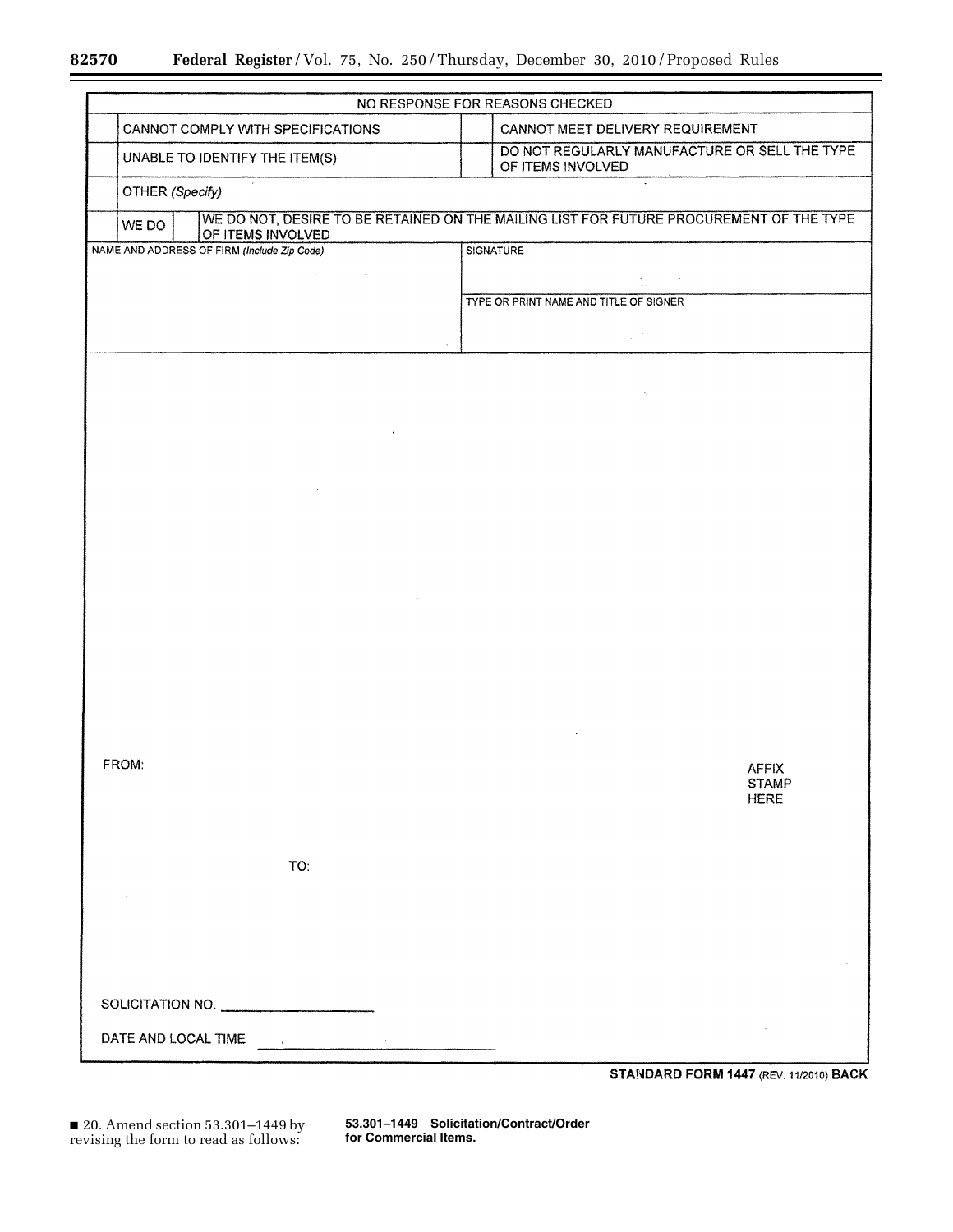| NO RESPONSE FOR REASONS CHECKED | | | |
|---|---|---|---|
| | CANNOT COMPLY WITH SPECIFICATIONS | | CANNOT MEET DELIVERY REQUIREMENT |
| | UNABLE TO IDENTIFY THE ITEM(S) | | DO NOT REGULARLY MANUFACTURE OR SELL THE TYPE OF ITEMS INVOLVED |
| | OTHER *(Specify)* | | |
| WE DO | | WE DO NOT, DESIRE TO BE RETAINED ON THE MAILING LIST FOR FUTURE PROCUREMENT OF THE TYPE OF ITEMS INVOLVED | |

| NAME AND ADDRESS OF FIRM *(Include Zip Code)* | SIGNATURE |
|---|---|
| | TYPE OR PRINT NAME AND TITLE OF SIGNER |

FROM:

AFFIX STAMP HERE

TO:

SOLICITATION NO. ____________________

DATE AND LOCAL TIME ____________________

**STANDARD FORM 1447** (REV. 11/2010) **BACK**

■ 20. Amend section 53.301–1449 by revising the form to read as follows:

**53.301–1449 Solicitation/Contract/Order for Commercial Items.**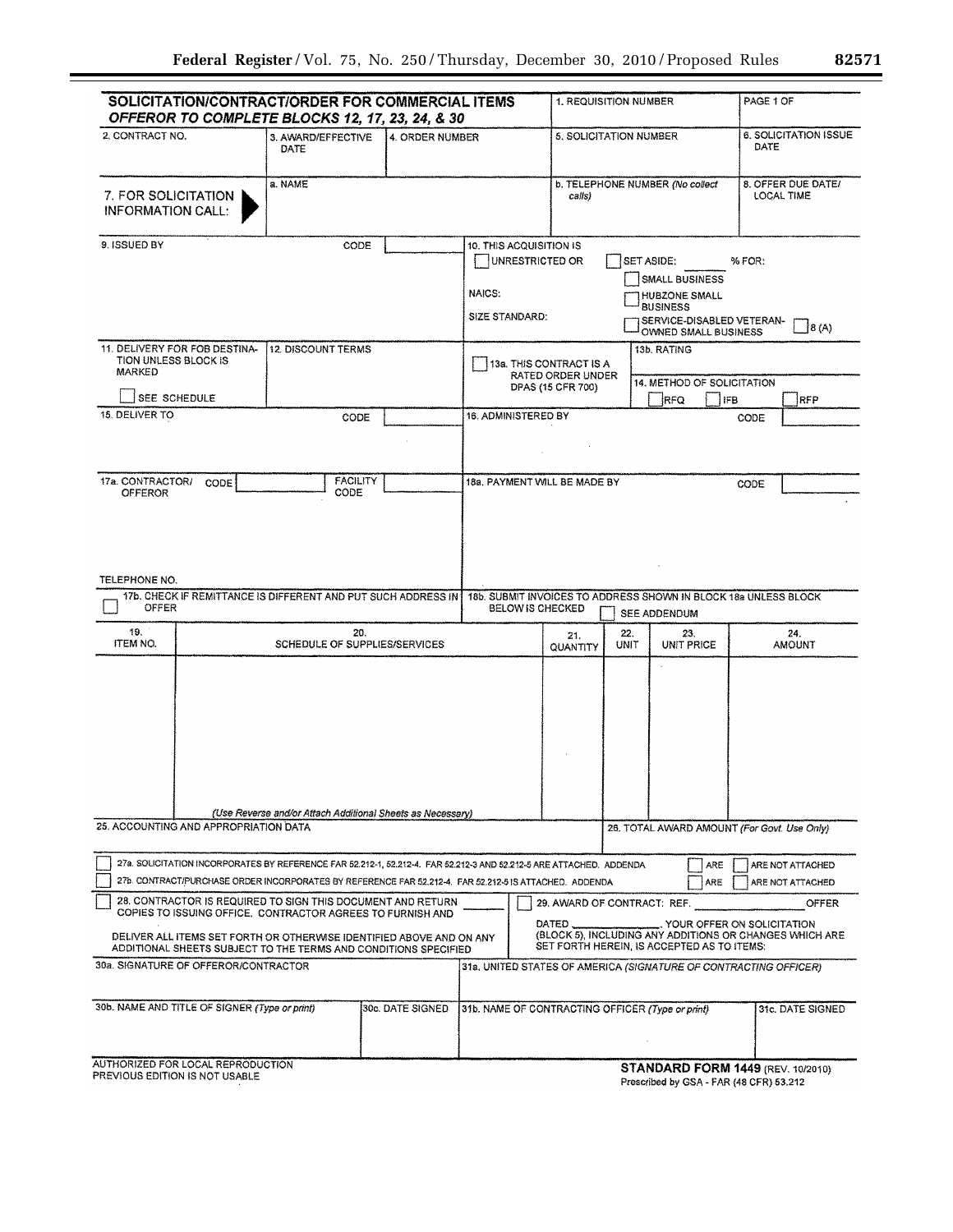## SOLICITATION/CONTRACT/ORDER FOR COMMERCIAL ITEMS

***OFFEROR TO COMPLETE BLOCKS 12, 17, 23, 24, & 30***

1. REQUISITION NUMBER

PAGE 1 OF

| 2. CONTRACT NO. | 3. AWARD/EFFECTIVE DATE | 4. ORDER NUMBER | 5. SOLICITATION NUMBER | 6. SOLICITATION ISSUE DATE |
|---|---|---|---|---|
| | | | | |

| 7. FOR SOLICITATION INFORMATION CALL: | a. NAME | b. TELEPHONE NUMBER *(No collect calls)* | 8. OFFER DUE DATE/ LOCAL TIME |
|---|---|---|---|
| | | | |

9. ISSUED BY CODE

10. THIS ACQUISITION IS
- UNRESTRICTED OR
- SET ASIDE: % FOR:
  - SMALL BUSINESS
  - HUBZONE SMALL BUSINESS
  - SERVICE-DISABLED VETERAN-OWNED SMALL BUSINESS
  - 8 (A)

NAICS:

SIZE STANDARD:

11. DELIVERY FOR FOB DESTINATION UNLESS BLOCK IS MARKED
- SEE SCHEDULE

12. DISCOUNT TERMS

13a. THIS CONTRACT IS A RATED ORDER UNDER DPAS (15 CFR 700)

13b. RATING

14. METHOD OF SOLICITATION
- RFQ
- IFB
- RFP

15. DELIVER TO CODE

16. ADMINISTERED BY CODE

17a. CONTRACTOR/ OFFEROR CODE FACILITY CODE

TELEPHONE NO.

18a. PAYMENT WILL BE MADE BY CODE

17b. CHECK IF REMITTANCE IS DIFFERENT AND PUT SUCH ADDRESS IN OFFER

18b. SUBMIT INVOICES TO ADDRESS SHOWN IN BLOCK 18a UNLESS BLOCK BELOW IS CHECKED
- SEE ADDENDUM

| 19. ITEM NO. | 20. SCHEDULE OF SUPPLIES/SERVICES | 21. QUANTITY | 22. UNIT | 23. UNIT PRICE | 24. AMOUNT |
|---|---|---|---|---|---|
| | *(Use Reverse and/or Attach Additional Sheets as Necessary)* | | | | |

25. ACCOUNTING AND APPROPRIATION DATA

26. TOTAL AWARD AMOUNT *(For Govt. Use Only)*

27a. SOLICITATION INCORPORATES BY REFERENCE FAR 52.212-1, 52.212-4. FAR 52.212-3 AND 52.212-5 ARE ATTACHED. ADDENDA ARE ARE NOT ATTACHED

27b. CONTRACT/PURCHASE ORDER INCORPORATES BY REFERENCE FAR 52.212-4. FAR 52.212-5 IS ATTACHED. ADDENDA ARE ARE NOT ATTACHED

28. CONTRACTOR IS REQUIRED TO SIGN THIS DOCUMENT AND RETURN ______ COPIES TO ISSUING OFFICE. CONTRACTOR AGREES TO FURNISH AND DELIVER ALL ITEMS SET FORTH OR OTHERWISE IDENTIFIED ABOVE AND ON ANY ADDITIONAL SHEETS SUBJECT TO THE TERMS AND CONDITIONS SPECIFIED

29. AWARD OF CONTRACT: REF. ______ OFFER DATED ______. YOUR OFFER ON SOLICITATION (BLOCK 5), INCLUDING ANY ADDITIONS OR CHANGES WHICH ARE SET FORTH HEREIN, IS ACCEPTED AS TO ITEMS:

30a. SIGNATURE OF OFFEROR/CONTRACTOR

31a. UNITED STATES OF AMERICA *(SIGNATURE OF CONTRACTING OFFICER)*

| 30b. NAME AND TITLE OF SIGNER *(Type or print)* | 30c. DATE SIGNED | 31b. NAME OF CONTRACTING OFFICER *(Type or print)* | 31c. DATE SIGNED |
|---|---|---|---|
| | | | |

AUTHORIZED FOR LOCAL REPRODUCTION
PREVIOUS EDITION IS NOT USABLE

**STANDARD FORM 1449** (REV. 10/2010)
Prescribed by GSA - FAR (48 CFR) 53.212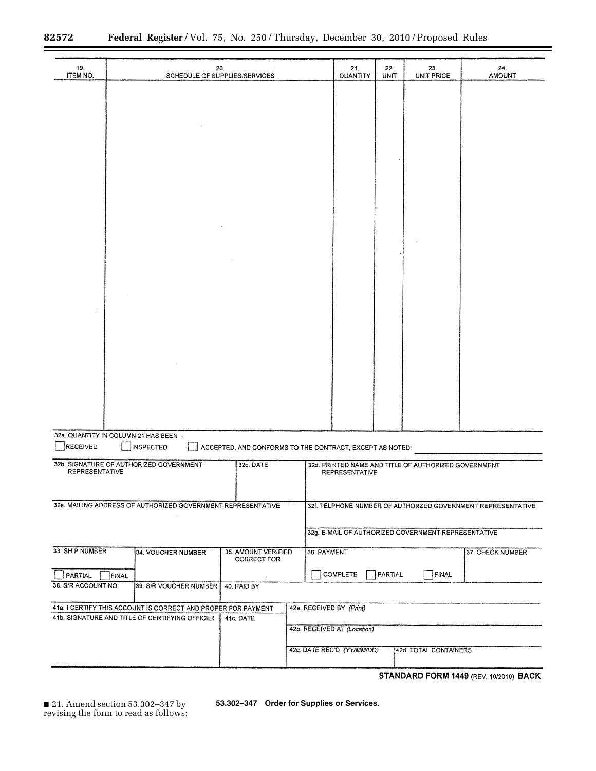| 19. ITEM NO. | 20. SCHEDULE OF SUPPLIES/SERVICES | 21. QUANTITY | 22. UNIT | 23. UNIT PRICE | 24. AMOUNT |
| --- | --- | --- | --- | --- | --- |
| | | | | | |

32a. QUANTITY IN COLUMN 21 HAS BEEN

☐ RECEIVED ☐ INSPECTED ☐ ACCEPTED, AND CONFORMS TO THE CONTRACT, EXCEPT AS NOTED:

| | | |
| --- | --- | --- |
| 32b. SIGNATURE OF AUTHORIZED GOVERNMENT REPRESENTATIVE | 32c. DATE | 32d. PRINTED NAME AND TITLE OF AUTHORIZED GOVERNMENT REPRESENTATIVE |
| 32e. MAILING ADDRESS OF AUTHORIZED GOVERNMENT REPRESENTATIVE | | 32f. TELPHONE NUMBER OF AUTHORZED GOVERNMENT REPRESENTATIVE |
| | | 32g. E-MAIL OF AUTHORIZED GOVERNMENT REPRESENTATIVE |

| | | | | |
| --- | --- | --- | --- | --- |
| 33. SHIP NUMBER<br>☐ PARTIAL ☐ FINAL | 34. VOUCHER NUMBER | 35. AMOUNT VERIFIED CORRECT FOR | 36. PAYMENT<br>☐ COMPLETE ☐ PARTIAL ☐ FINAL | 37. CHECK NUMBER |
| 38. S/R ACCOUNT NO. | 39. S/R VOUCHER NUMBER | 40. PAID BY | | |

| | | | |
| --- | --- | --- | --- |
| 41a. I CERTIFY THIS ACCOUNT IS CORRECT AND PROPER FOR PAYMENT | | 42a. RECEIVED BY *(Print)* | |
| 41b. SIGNATURE AND TITLE OF CERTIFYING OFFICER | 41c. DATE | 42b. RECEIVED AT *(Location)* | |
| | | 42c. DATE REC'D *(YY/MM/DD)* | 42d. TOTAL CONTAINERS |

**STANDARD FORM 1449** (REV. 10/2010) **BACK**

■ 21. Amend section 53.302–347 by revising the form to read as follows:

**53.302–347 Order for Supplies or Services.**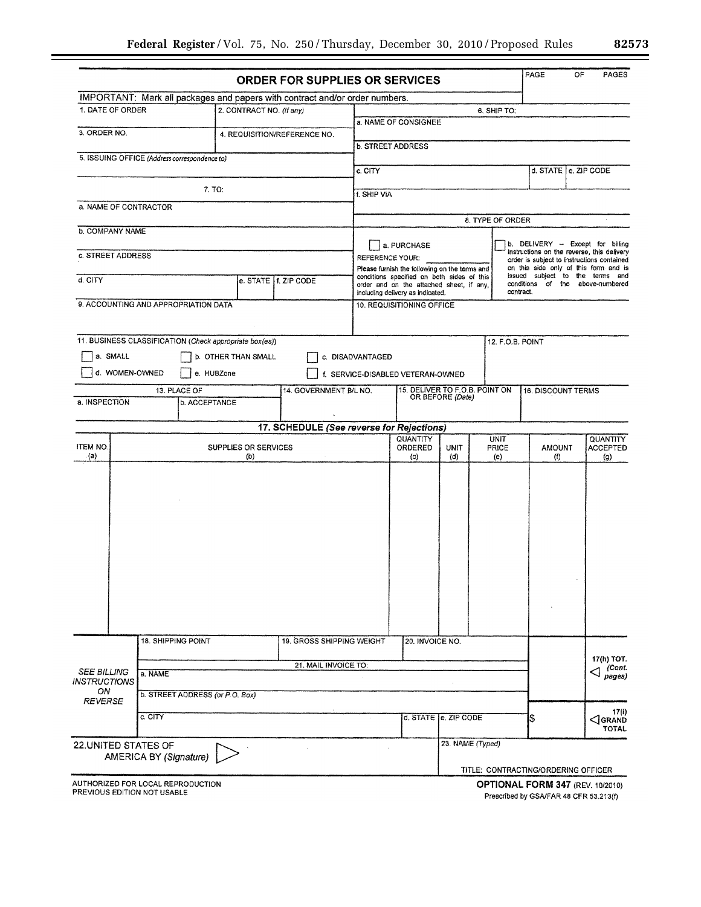# ORDER FOR SUPPLIES OR SERVICES

PAGE OF PAGES

IMPORTANT: Mark all packages and papers with contract and/or order numbers.

| | |
|---|---|
| 1. DATE OF ORDER | 2. CONTRACT NO. *(If any)* |
| 3. ORDER NO. | 4. REQUISITION/REFERENCE NO. |
| 5. ISSUING OFFICE *(Address correspondence to)* | |

**6. SHIP TO:**

a. NAME OF CONSIGNEE

b. STREET ADDRESS

c. CITY | d. STATE | e. ZIP CODE

f. SHIP VIA

**7. TO:**

a. NAME OF CONTRACTOR

b. COMPANY NAME

c. STREET ADDRESS

d. CITY | e. STATE | f. ZIP CODE

**8. TYPE OF ORDER**

☐ a. PURCHASE

REFERENCE YOUR:

Please furnish the following on the terms and conditions specified on both sides of this order and on the attached sheet, if any, including delivery as indicated.

☐ b. DELIVERY -- Except for billing instructions on the reverse, this delivery order is subject to instructions contained on this side only of this form and is issued subject to the terms and conditions of the above-numbered contract.

9. ACCOUNTING AND APPROPRIATION DATA

10. REQUISITIONING OFFICE

11. BUSINESS CLASSIFICATION *(Check appropriate box(es))*

☐ a. SMALL ☐ b. OTHER THAN SMALL ☐ c. DISADVANTAGED

☐ d. WOMEN-OWNED ☐ e. HUBZone ☐ f. SERVICE-DISABLED VETERAN-OWNED

12. F.O.B. POINT

| 13. PLACE OF | | 14. GOVERNMENT B/L NO. | 15. DELIVER TO F.O.B. POINT ON OR BEFORE *(Date)* | 16. DISCOUNT TERMS |
|---|---|---|---|---|
| a. INSPECTION | b. ACCEPTANCE | | | |

**17. SCHEDULE *(See reverse for Rejections)***

| ITEM NO. (a) | SUPPLIES OR SERVICES (b) | QUANTITY ORDERED (c) | UNIT (d) | UNIT PRICE (e) | AMOUNT (f) | QUANTITY ACCEPTED (g) |
|---|---|---|---|---|---|---|
| | | | | | | |

*SEE BILLING INSTRUCTIONS ON REVERSE*

18. SHIPPING POINT | 19. GROSS SHIPPING WEIGHT | 20. INVOICE NO.

17(h) TOT. *(Cont. pages)*

21. MAIL INVOICE TO:

a. NAME

b. STREET ADDRESS *(or P.O. Box)*

c. CITY | d. STATE | e. ZIP CODE

$ 17(i) GRAND TOTAL

22. UNITED STATES OF AMERICA BY *(Signature)*

23. NAME *(Typed)*

TITLE: CONTRACTING/ORDERING OFFICER

AUTHORIZED FOR LOCAL REPRODUCTION
PREVIOUS EDITION NOT USABLE

**OPTIONAL FORM 347** (REV. 10/2010)
Prescribed by GSA/FAR 48 CFR 53.213(f)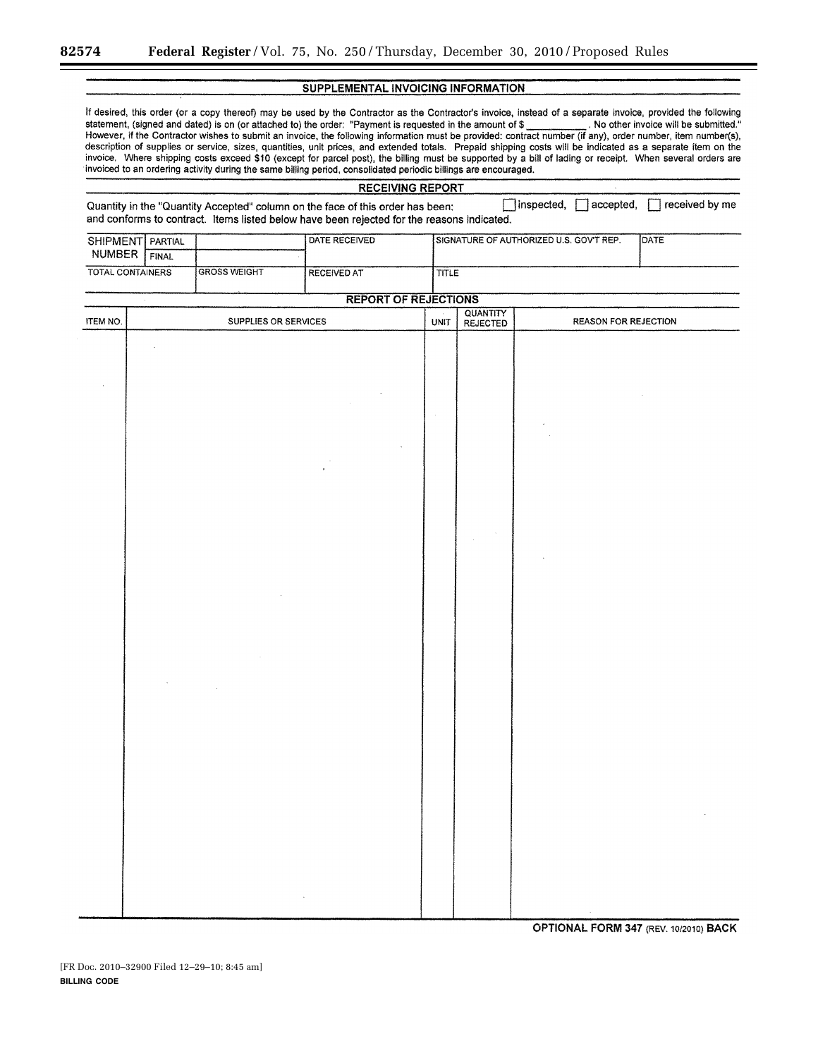## SUPPLEMENTAL INVOICING INFORMATION

If desired, this order (or a copy thereof) may be used by the Contractor as the Contractor's invoice, instead of a separate invoice, provided the following statement, (signed and dated) is on (or attached to) the order: "Payment is requested in the amount of $ ___________ . No other invoice will be submitted." However, if the Contractor wishes to submit an invoice, the following information must be provided: contract number (if any), order number, item number(s), description of supplies or service, sizes, quantities, unit prices, and extended totals. Prepaid shipping costs will be indicated as a separate item on the invoice. Where shipping costs exceed $10 (except for parcel post), the billing must be supported by a bill of lading or receipt. When several orders are invoiced to an ordering activity during the same billing period, consolidated periodic billings are encouraged.

## RECEIVING REPORT

Quantity in the "Quantity Accepted" column on the face of this order has been: ☐ inspected, ☐ accepted, ☐ received by me and conforms to contract. Items listed below have been rejected for the reasons indicated.

| | | | | | |
|---|---|---|---|---|---|
| SHIPMENT NUMBER | PARTIAL | | DATE RECEIVED | SIGNATURE OF AUTHORIZED U.S. GOV'T REP. | DATE |
| | FINAL | | | | |
| TOTAL CONTAINERS | | GROSS WEIGHT | RECEIVED AT | TITLE | |

## REPORT OF REJECTIONS

| ITEM NO. | SUPPLIES OR SERVICES | UNIT | QUANTITY REJECTED | REASON FOR REJECTION |
|---|---|---|---|---|
| | | | | |

**OPTIONAL FORM 347** (REV. 10/2010) **BACK**

[FR Doc. 2010–32900 Filed 12–29–10; 8:45 am]

**BILLING CODE**